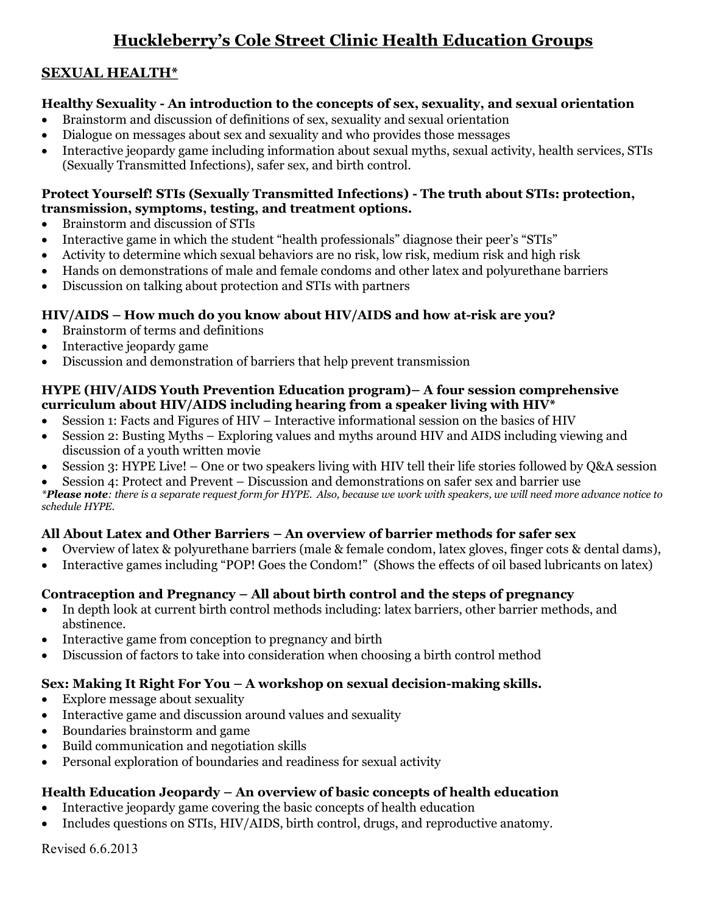# Huckleberry's Cole Street Clinic Health Education Groups

## SEXUAL HEALTH*

### Healthy Sexuality - An introduction to the concepts of sex, sexuality, and sexual orientation

- Brainstorm and discussion of definitions of sex, sexuality and sexual orientation
- Dialogue on messages about sex and sexuality and who provides those messages
- Interactive jeopardy game including information about sexual myths, sexual activity, health services, STIs (Sexually Transmitted Infections), safer sex, and birth control.

### Protect Yourself! STIs (Sexually Transmitted Infections) - The truth about STIs: protection, transmission, symptoms, testing, and treatment options.

- Brainstorm and discussion of STIs
- Interactive game in which the student "health professionals" diagnose their peer's "STIs"
- Activity to determine which sexual behaviors are no risk, low risk, medium risk and high risk
- Hands on demonstrations of male and female condoms and other latex and polyurethane barriers
- Discussion on talking about protection and STIs with partners

### HIV/AIDS – How much do you know about HIV/AIDS and how at-risk are you?

- Brainstorm of terms and definitions
- Interactive jeopardy game
- Discussion and demonstration of barriers that help prevent transmission

### HYPE (HIV/AIDS Youth Prevention Education program)– A four session comprehensive curriculum about HIV/AIDS including hearing from a speaker living with HIV*

- Session 1: Facts and Figures of HIV – Interactive informational session on the basics of HIV
- Session 2: Busting Myths – Exploring values and myths around HIV and AIDS including viewing and discussion of a youth written movie
- Session 3: HYPE Live! – One or two speakers living with HIV tell their life stories followed by Q&A session
- Session 4: Protect and Prevent – Discussion and demonstrations on safer sex and barrier use

*\*Please note: there is a separate request form for HYPE. Also, because we work with speakers, we will need more advance notice to schedule HYPE.*

### All About Latex and Other Barriers – An overview of barrier methods for safer sex

- Overview of latex & polyurethane barriers (male & female condom, latex gloves, finger cots & dental dams),
- Interactive games including "POP! Goes the Condom!" (Shows the effects of oil based lubricants on latex)

### Contraception and Pregnancy – All about birth control and the steps of pregnancy

- In depth look at current birth control methods including: latex barriers, other barrier methods, and abstinence.
- Interactive game from conception to pregnancy and birth
- Discussion of factors to take into consideration when choosing a birth control method

### Sex: Making It Right For You – A workshop on sexual decision-making skills.

- Explore message about sexuality
- Interactive game and discussion around values and sexuality
- Boundaries brainstorm and game
- Build communication and negotiation skills
- Personal exploration of boundaries and readiness for sexual activity

### Health Education Jeopardy – An overview of basic concepts of health education

- Interactive jeopardy game covering the basic concepts of health education
- Includes questions on STIs, HIV/AIDS, birth control, drugs, and reproductive anatomy.

Revised 6.6.2013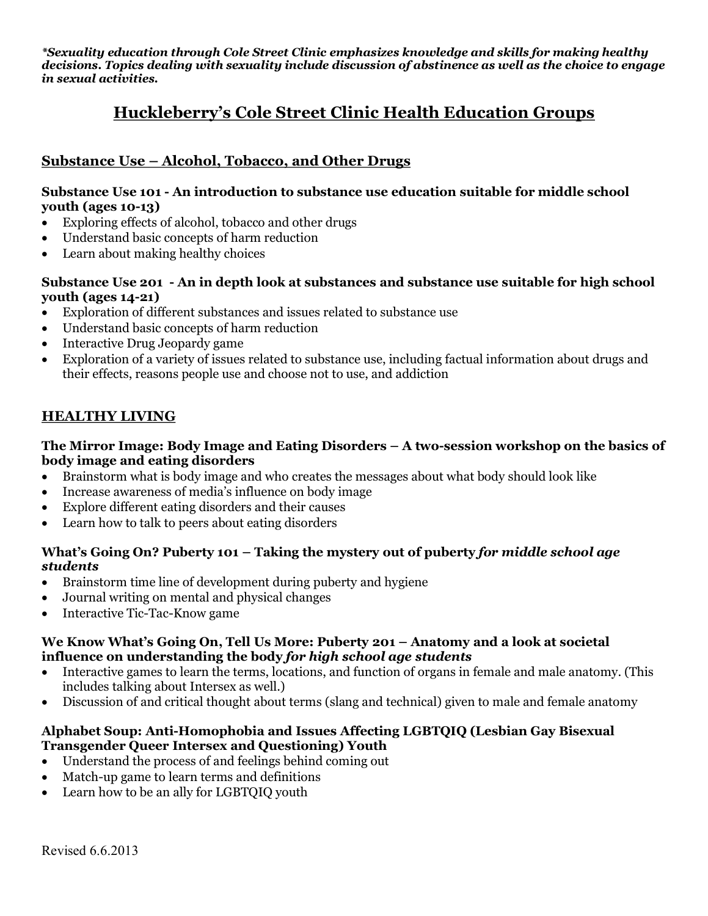***Sexuality education through Cole Street Clinic emphasizes knowledge and skills for making healthy decisions. Topics dealing with sexuality include discussion of abstinence as well as the choice to engage in sexual activities.***

# Huckleberry's Cole Street Clinic Health Education Groups

## Substance Use – Alcohol, Tobacco, and Other Drugs

**Substance Use 101 - An introduction to substance use education suitable for middle school youth (ages 10-13)**

- Exploring effects of alcohol, tobacco and other drugs
- Understand basic concepts of harm reduction
- Learn about making healthy choices

**Substance Use 201 - An in depth look at substances and substance use suitable for high school youth (ages 14-21)**

- Exploration of different substances and issues related to substance use
- Understand basic concepts of harm reduction
- Interactive Drug Jeopardy game
- Exploration of a variety of issues related to substance use, including factual information about drugs and their effects, reasons people use and choose not to use, and addiction

## HEALTHY LIVING

**The Mirror Image: Body Image and Eating Disorders – A two-session workshop on the basics of body image and eating disorders**

- Brainstorm what is body image and who creates the messages about what body should look like
- Increase awareness of media's influence on body image
- Explore different eating disorders and their causes
- Learn how to talk to peers about eating disorders

**What's Going On? Puberty 101 – Taking the mystery out of puberty *for middle school age students***

- Brainstorm time line of development during puberty and hygiene
- Journal writing on mental and physical changes
- Interactive Tic-Tac-Know game

**We Know What's Going On, Tell Us More: Puberty 201 – Anatomy and a look at societal influence on understanding the body *for high school age students***

- Interactive games to learn the terms, locations, and function of organs in female and male anatomy. (This includes talking about Intersex as well.)
- Discussion of and critical thought about terms (slang and technical) given to male and female anatomy

**Alphabet Soup: Anti-Homophobia and Issues Affecting LGBTQIQ (Lesbian Gay Bisexual Transgender Queer Intersex and Questioning) Youth**

- Understand the process of and feelings behind coming out
- Match-up game to learn terms and definitions
- Learn how to be an ally for LGBTQIQ youth

Revised 6.6.2013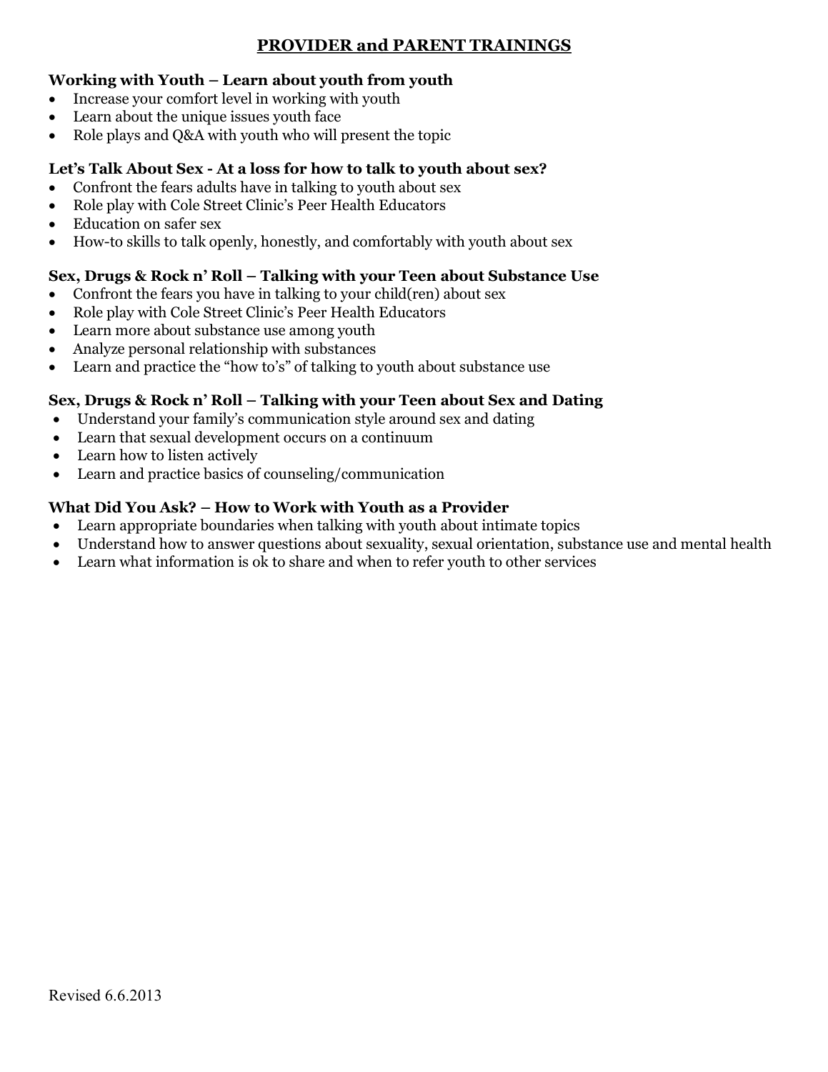## PROVIDER and PARENT TRAININGS

### Working with Youth – Learn about youth from youth

- Increase your comfort level in working with youth
- Learn about the unique issues youth face
- Role plays and Q&A with youth who will present the topic

### Let's Talk About Sex - At a loss for how to talk to youth about sex?

- Confront the fears adults have in talking to youth about sex
- Role play with Cole Street Clinic's Peer Health Educators
- Education on safer sex
- How-to skills to talk openly, honestly, and comfortably with youth about sex

### Sex, Drugs & Rock n' Roll – Talking with your Teen about Substance Use

- Confront the fears you have in talking to your child(ren) about sex
- Role play with Cole Street Clinic's Peer Health Educators
- Learn more about substance use among youth
- Analyze personal relationship with substances
- Learn and practice the "how to's" of talking to youth about substance use

### Sex, Drugs & Rock n' Roll – Talking with your Teen about Sex and Dating

- Understand your family's communication style around sex and dating
- Learn that sexual development occurs on a continuum
- Learn how to listen actively
- Learn and practice basics of counseling/communication

### What Did You Ask? – How to Work with Youth as a Provider

- Learn appropriate boundaries when talking with youth about intimate topics
- Understand how to answer questions about sexuality, sexual orientation, substance use and mental health
- Learn what information is ok to share and when to refer youth to other services

Revised 6.6.2013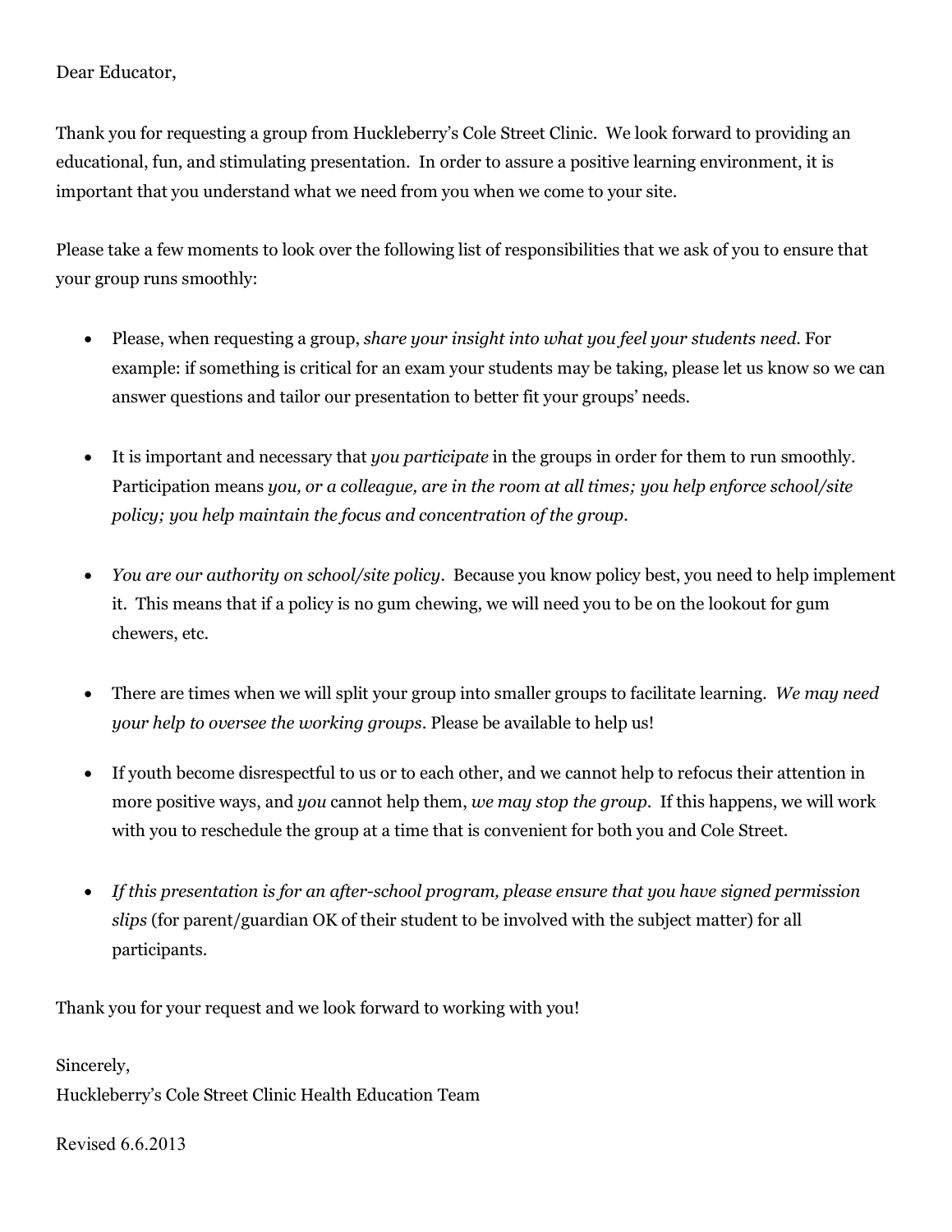Dear Educator,

Thank you for requesting a group from Huckleberry's Cole Street Clinic. We look forward to providing an educational, fun, and stimulating presentation. In order to assure a positive learning environment, it is important that you understand what we need from you when we come to your site.

Please take a few moments to look over the following list of responsibilities that we ask of you to ensure that your group runs smoothly:

- Please, when requesting a group, *share your insight into what you feel your students need*. For example: if something is critical for an exam your students may be taking, please let us know so we can answer questions and tailor our presentation to better fit your groups' needs.

- It is important and necessary that *you participate* in the groups in order for them to run smoothly. Participation means *you, or a colleague, are in the room at all times; you help enforce school/site policy; you help maintain the focus and concentration of the group*.

- *You are our authority on school/site policy*. Because you know policy best, you need to help implement it. This means that if a policy is no gum chewing, we will need you to be on the lookout for gum chewers, etc.

- There are times when we will split your group into smaller groups to facilitate learning. *We may need your help to oversee the working groups*. Please be available to help us!

- If youth become disrespectful to us or to each other, and we cannot help to refocus their attention in more positive ways, and *you* cannot help them, *we may stop the group*. If this happens, we will work with you to reschedule the group at a time that is convenient for both you and Cole Street.

- *If this presentation is for an after-school program, please ensure that you have signed permission slips* (for parent/guardian OK of their student to be involved with the subject matter) for all participants.

Thank you for your request and we look forward to working with you!

Sincerely,
Huckleberry's Cole Street Clinic Health Education Team

Revised 6.6.2013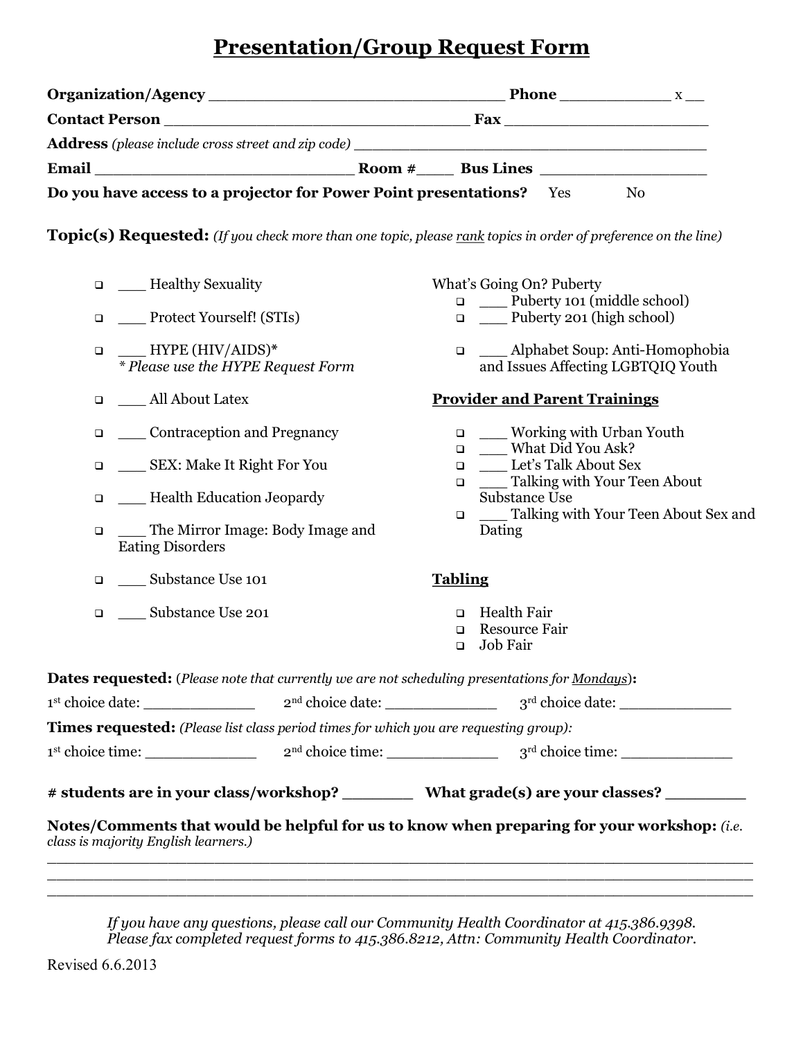# Presentation/Group Request Form

**Organization/Agency** ______________________________ **Phone** ___________ x __

**Contact Person** _______________________________ **Fax** ____________________

**Address** *(please include cross street and zip code)* _____________________________________

**Email** __________________________ **Room #**____ **Bus Lines** _________________

**Do you have access to a projector for Power Point presentations?** Yes No

**Topic(s) Requested:** *(If you check more than one topic, please rank topics in order of preference on the line)*

- ❑ ___ Healthy Sexuality
- ❑ ___ Protect Yourself! (STIs)
- ❑ ___ HYPE (HIV/AIDS)*
  *\* Please use the HYPE Request Form*
- ❑ ___ All About Latex
- ❑ ___ Contraception and Pregnancy
- ❑ ___ SEX: Make It Right For You
- ❑ ___ Health Education Jeopardy
- ❑ ___ The Mirror Image: Body Image and Eating Disorders
- ❑ ___ Substance Use 101
- ❑ ___ Substance Use 201

What's Going On? Puberty
- ❑ ___ Puberty 101 (middle school)
- ❑ ___ Puberty 201 (high school)

- ❑ ___ Alphabet Soup: Anti-Homophobia and Issues Affecting LGBTQIQ Youth

**Provider and Parent Trainings**
- ❑ ___ Working with Urban Youth
- ❑ ___ What Did You Ask?
- ❑ ___ Let's Talk About Sex
- ❑ ___ Talking with Your Teen About Substance Use
- ❑ ___ Talking with Your Teen About Sex and Dating

**Tabling**
- ❑ Health Fair
- ❑ Resource Fair
- ❑ Job Fair

**Dates requested:** (*Please note that currently we are not scheduling presentations for Mondays*)**:**

1st choice date: ____________ 2nd choice date: ____________ 3rd choice date: ____________

**Times requested:** *(Please list class period times for which you are requesting group):*

1st choice time: ____________ 2nd choice time: ____________ 3rd choice time: ____________

**# students are in your class/workshop?** _______ **What grade(s) are your classes?** ________

**Notes/Comments that would be helpful for us to know when preparing for your workshop:** *(i.e. class is majority English learners.)*

_________________________________________________________________________
_________________________________________________________________________
_________________________________________________________________________

*If you have any questions, please call our Community Health Coordinator at 415.386.9398. Please fax completed request forms to 415.386.8212, Attn: Community Health Coordinator.*

Revised 6.6.2013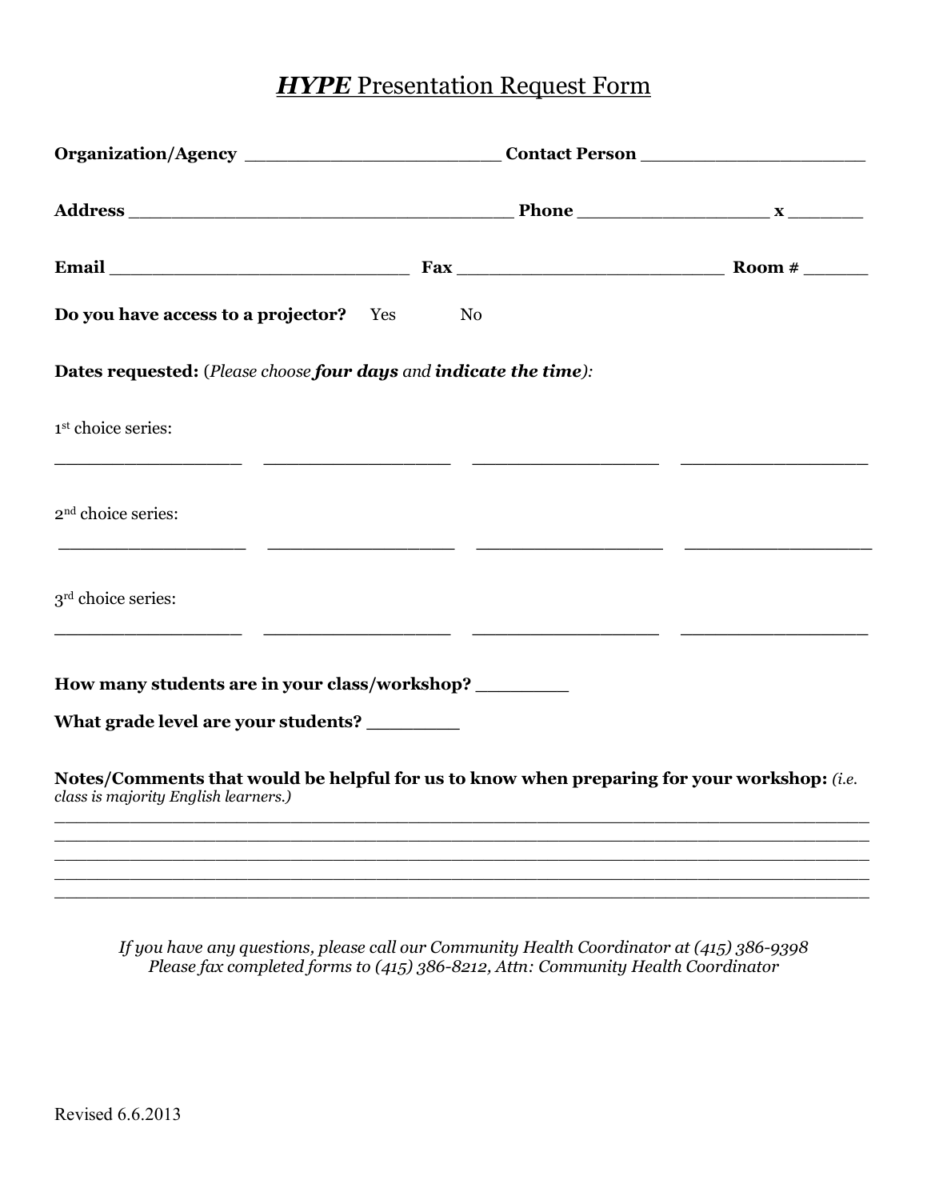# ***HYPE*** Presentation Request Form

**Organization/Agency** ______________________ **Contact Person** ___________________

**Address** ________________________________ **Phone** ________________ **x** ______

**Email** _________________________ **Fax** _______________________ **Room #** ______

**Do you have access to a projector?** Yes No

**Dates requested:** (*Please choose* ***four days*** *and* ***indicate the time****):*

1st choice series:

________________ ________________ ________________ ________________

2nd choice series:

________________ ________________ ________________ ________________

3rd choice series:

________________ ________________ ________________ ________________

**How many students are in your class/workshop?** ________

**What grade level are your students?** ________

**Notes/Comments that would be helpful for us to know when preparing for your workshop:** *(i.e. class is majority English learners.)*

______________________________________________________________________________
______________________________________________________________________________
______________________________________________________________________________
______________________________________________________________________________
______________________________________________________________________________

*If you have any questions, please call our Community Health Coordinator at (415) 386-9398*
*Please fax completed forms to (415) 386-8212, Attn: Community Health Coordinator*

Revised 6.6.2013